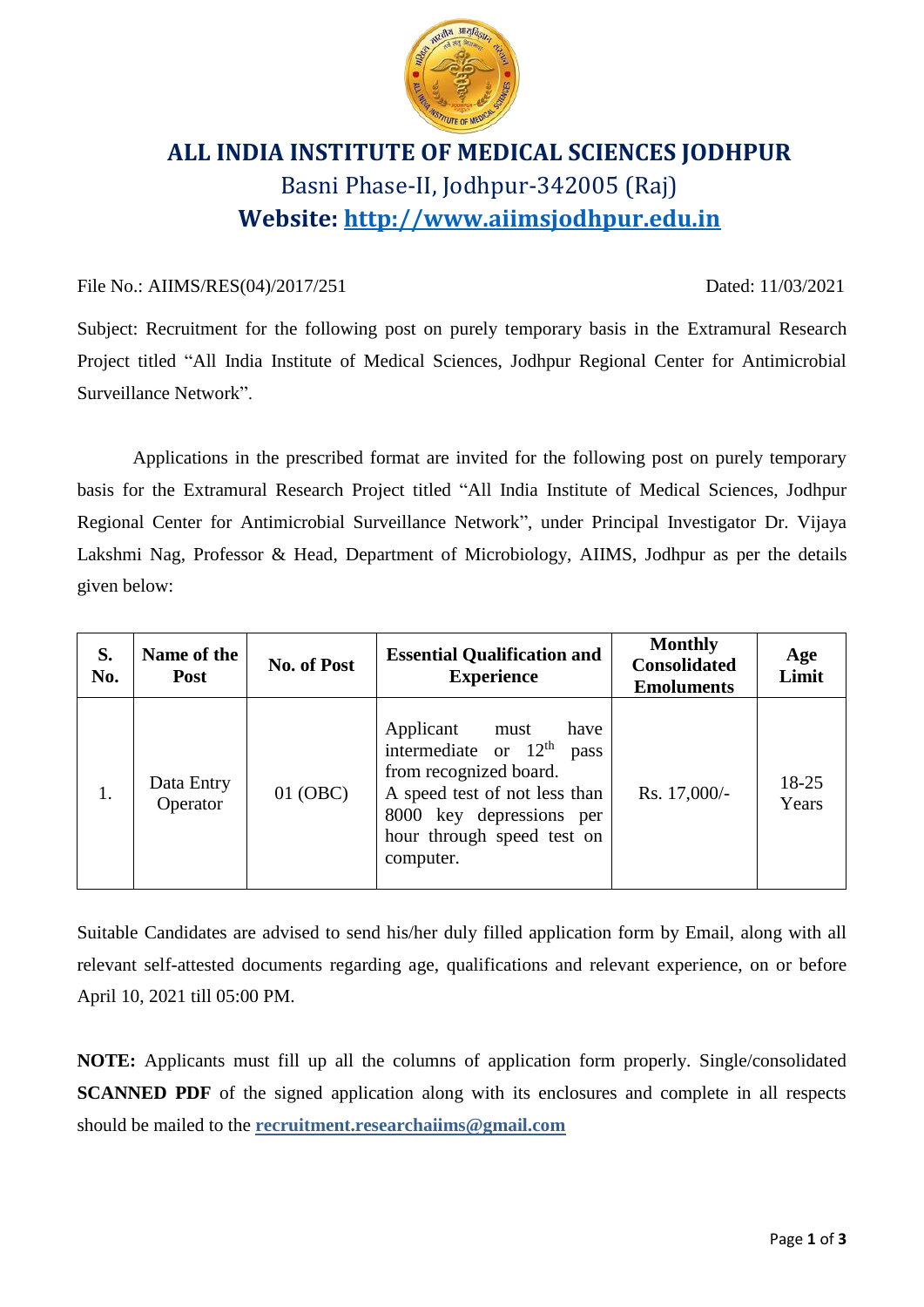# ALL INDIA INSTITUTE OF MEDICAL SCIENCES JODHPUR

Basni Phase-II, Jodhpur-342005 (Raj)

**Website: http://www.aiimsjodhpur.edu.in**

File No.: AIIMS/RES(04)/2017/251 Dated: 11/03/2021

Subject: Recruitment for the following post on purely temporary basis in the Extramural Research Project titled "All India Institute of Medical Sciences, Jodhpur Regional Center for Antimicrobial Surveillance Network".

Applications in the prescribed format are invited for the following post on purely temporary basis for the Extramural Research Project titled "All India Institute of Medical Sciences, Jodhpur Regional Center for Antimicrobial Surveillance Network", under Principal Investigator Dr. Vijaya Lakshmi Nag, Professor & Head, Department of Microbiology, AIIMS, Jodhpur as per the details given below:

| S. No. | Name of the Post | No. of Post | Essential Qualification and Experience | Monthly Consolidated Emoluments | Age Limit |
|---|---|---|---|---|---|
| 1. | Data Entry Operator | 01 (OBC) | Applicant must have intermediate or 12th pass from recognized board. A speed test of not less than 8000 key depressions per hour through speed test on computer. | Rs. 17,000/- | 18-25 Years |

Suitable Candidates are advised to send his/her duly filled application form by Email, along with all relevant self-attested documents regarding age, qualifications and relevant experience, on or before April 10, 2021 till 05:00 PM.

**NOTE:** Applicants must fill up all the columns of application form properly. Single/consolidated **SCANNED PDF** of the signed application along with its enclosures and complete in all respects should be mailed to the **recruitment.researchaiims@gmail.com**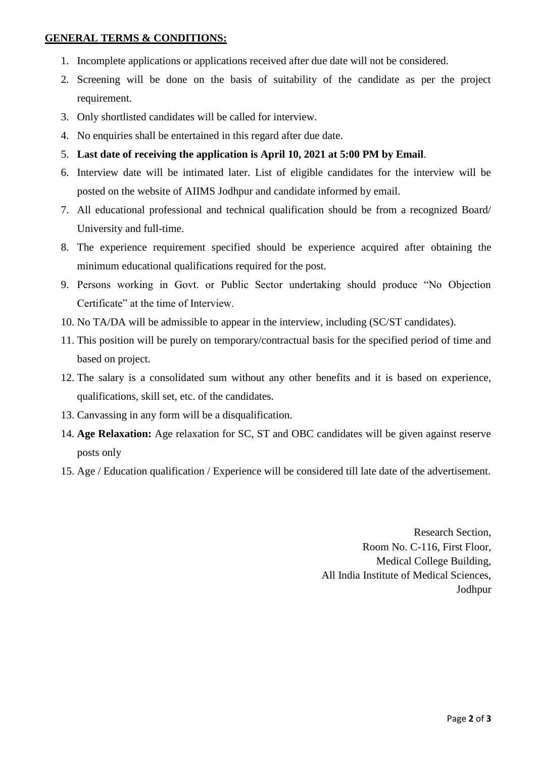**GENERAL TERMS & CONDITIONS:**

1. Incomplete applications or applications received after due date will not be considered.
2. Screening will be done on the basis of suitability of the candidate as per the project requirement.
3. Only shortlisted candidates will be called for interview.
4. No enquiries shall be entertained in this regard after due date.
5. **Last date of receiving the application is April 10, 2021 at 5:00 PM by Email**.
6. Interview date will be intimated later. List of eligible candidates for the interview will be posted on the website of AIIMS Jodhpur and candidate informed by email.
7. All educational professional and technical qualification should be from a recognized Board/ University and full-time.
8. The experience requirement specified should be experience acquired after obtaining the minimum educational qualifications required for the post.
9. Persons working in Govt. or Public Sector undertaking should produce "No Objection Certificate" at the time of Interview.
10. No TA/DA will be admissible to appear in the interview, including (SC/ST candidates).
11. This position will be purely on temporary/contractual basis for the specified period of time and based on project.
12. The salary is a consolidated sum without any other benefits and it is based on experience, qualifications, skill set, etc. of the candidates.
13. Canvassing in any form will be a disqualification.
14. **Age Relaxation:** Age relaxation for SC, ST and OBC candidates will be given against reserve posts only
15. Age / Education qualification / Experience will be considered till late date of the advertisement.

Research Section,
Room No. C-116, First Floor,
Medical College Building,
All India Institute of Medical Sciences,
Jodhpur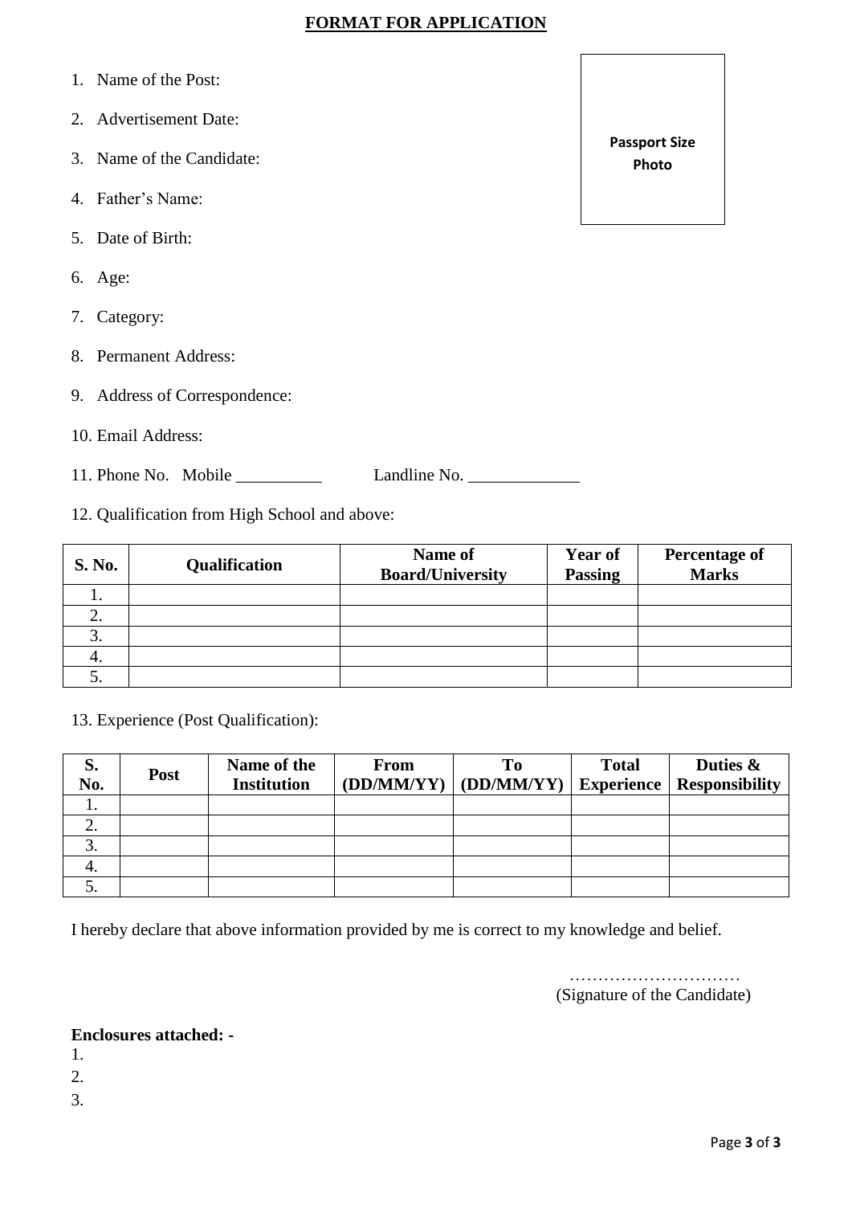# FORMAT FOR APPLICATION

Passport Size Photo

1. Name of the Post:
2. Advertisement Date:
3. Name of the Candidate:
4. Father's Name:
5. Date of Birth:
6. Age:
7. Category:
8. Permanent Address:
9. Address of Correspondence:
10. Email Address:
11. Phone No. Mobile __________ Landline No. _____________
12. Qualification from High School and above:

| S. No. | Qualification | Name of Board/University | Year of Passing | Percentage of Marks |
|---|---|---|---|---|
| 1. | | | | |
| 2. | | | | |
| 3. | | | | |
| 4. | | | | |
| 5. | | | | |

13. Experience (Post Qualification):

| S. No. | Post | Name of the Institution | From (DD/MM/YY) | To (DD/MM/YY) | Total Experience | Duties & Responsibility |
|---|---|---|---|---|---|---|
| 1. | | | | | | |
| 2. | | | | | | |
| 3. | | | | | | |
| 4. | | | | | | |
| 5. | | | | | | |

I hereby declare that above information provided by me is correct to my knowledge and belief.

…………………………
(Signature of the Candidate)

**Enclosures attached: -**

1.
2.
3.